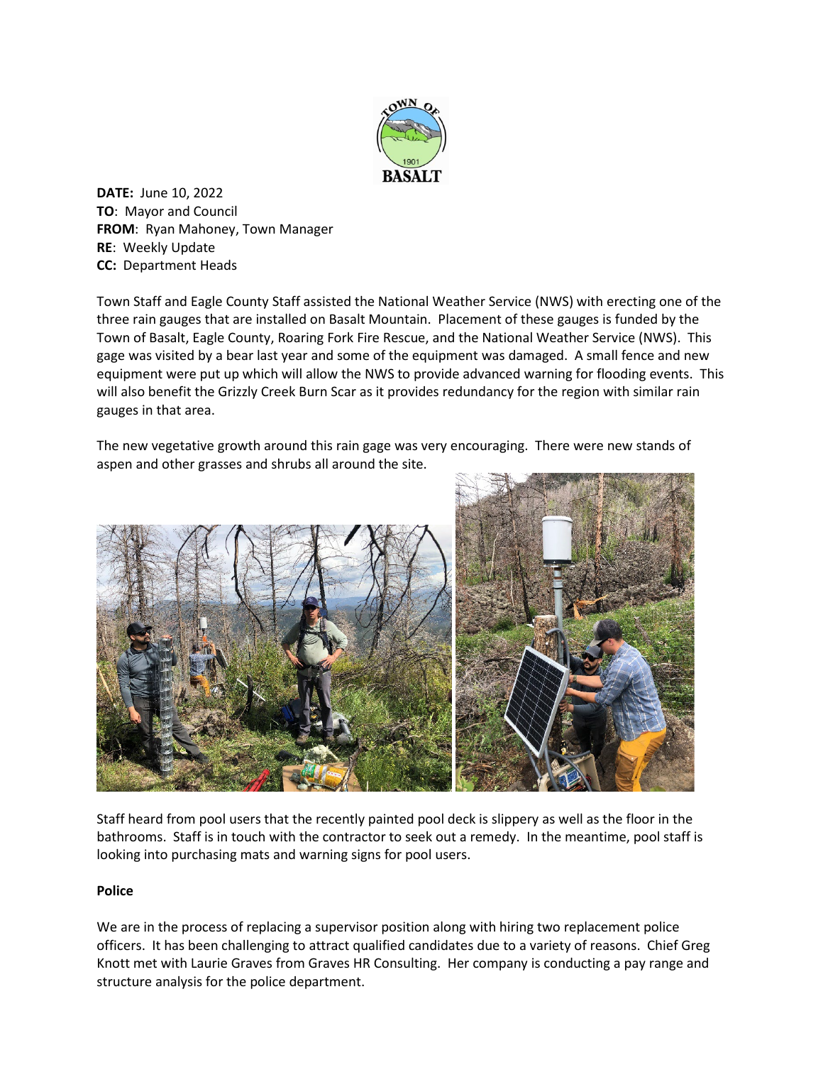**DATE:** June 10, 2022
**TO**: Mayor and Council
**FROM**: Ryan Mahoney, Town Manager
**RE**: Weekly Update
**CC:** Department Heads

Town Staff and Eagle County Staff assisted the National Weather Service (NWS) with erecting one of the three rain gauges that are installed on Basalt Mountain. Placement of these gauges is funded by the Town of Basalt, Eagle County, Roaring Fork Fire Rescue, and the National Weather Service (NWS). This gage was visited by a bear last year and some of the equipment was damaged. A small fence and new equipment were put up which will allow the NWS to provide advanced warning for flooding events. This will also benefit the Grizzly Creek Burn Scar as it provides redundancy for the region with similar rain gauges in that area.

The new vegetative growth around this rain gage was very encouraging. There were new stands of aspen and other grasses and shrubs all around the site.

Staff heard from pool users that the recently painted pool deck is slippery as well as the floor in the bathrooms. Staff is in touch with the contractor to seek out a remedy. In the meantime, pool staff is looking into purchasing mats and warning signs for pool users.

**Police**

We are in the process of replacing a supervisor position along with hiring two replacement police officers. It has been challenging to attract qualified candidates due to a variety of reasons. Chief Greg Knott met with Laurie Graves from Graves HR Consulting. Her company is conducting a pay range and structure analysis for the police department.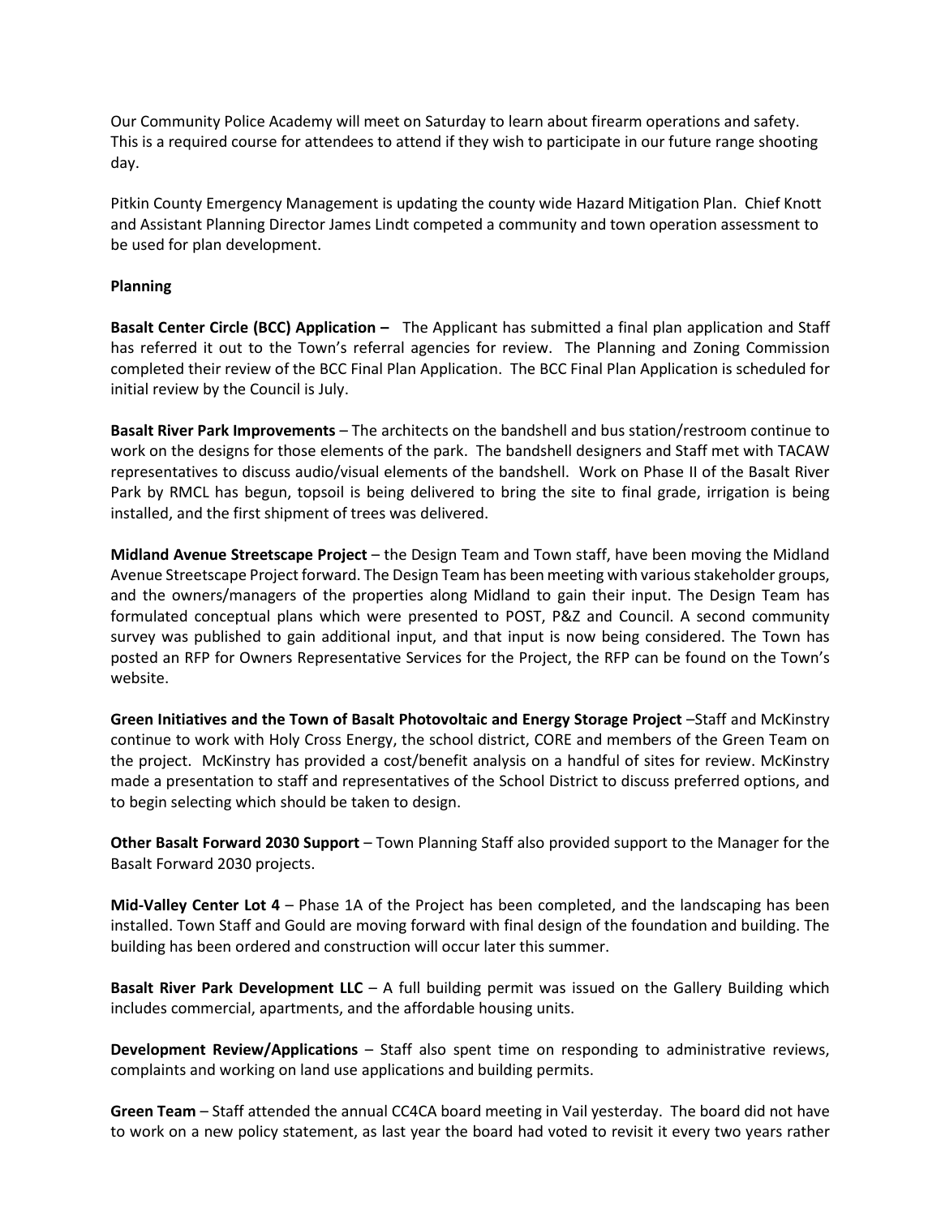Our Community Police Academy will meet on Saturday to learn about firearm operations and safety. This is a required course for attendees to attend if they wish to participate in our future range shooting day.

Pitkin County Emergency Management is updating the county wide Hazard Mitigation Plan. Chief Knott and Assistant Planning Director James Lindt competed a community and town operation assessment to be used for plan development.

**Planning**

**Basalt Center Circle (BCC) Application –** The Applicant has submitted a final plan application and Staff has referred it out to the Town's referral agencies for review. The Planning and Zoning Commission completed their review of the BCC Final Plan Application. The BCC Final Plan Application is scheduled for initial review by the Council is July.

**Basalt River Park Improvements** – The architects on the bandshell and bus station/restroom continue to work on the designs for those elements of the park. The bandshell designers and Staff met with TACAW representatives to discuss audio/visual elements of the bandshell. Work on Phase II of the Basalt River Park by RMCL has begun, topsoil is being delivered to bring the site to final grade, irrigation is being installed, and the first shipment of trees was delivered.

**Midland Avenue Streetscape Project** – the Design Team and Town staff, have been moving the Midland Avenue Streetscape Project forward. The Design Team has been meeting with various stakeholder groups, and the owners/managers of the properties along Midland to gain their input. The Design Team has formulated conceptual plans which were presented to POST, P&Z and Council. A second community survey was published to gain additional input, and that input is now being considered. The Town has posted an RFP for Owners Representative Services for the Project, the RFP can be found on the Town's website.

**Green Initiatives and the Town of Basalt Photovoltaic and Energy Storage Project** –Staff and McKinstry continue to work with Holy Cross Energy, the school district, CORE and members of the Green Team on the project. McKinstry has provided a cost/benefit analysis on a handful of sites for review. McKinstry made a presentation to staff and representatives of the School District to discuss preferred options, and to begin selecting which should be taken to design.

**Other Basalt Forward 2030 Support** – Town Planning Staff also provided support to the Manager for the Basalt Forward 2030 projects.

**Mid-Valley Center Lot 4** – Phase 1A of the Project has been completed, and the landscaping has been installed. Town Staff and Gould are moving forward with final design of the foundation and building. The building has been ordered and construction will occur later this summer.

**Basalt River Park Development LLC** – A full building permit was issued on the Gallery Building which includes commercial, apartments, and the affordable housing units.

**Development Review/Applications** – Staff also spent time on responding to administrative reviews, complaints and working on land use applications and building permits.

**Green Team** – Staff attended the annual CC4CA board meeting in Vail yesterday. The board did not have to work on a new policy statement, as last year the board had voted to revisit it every two years rather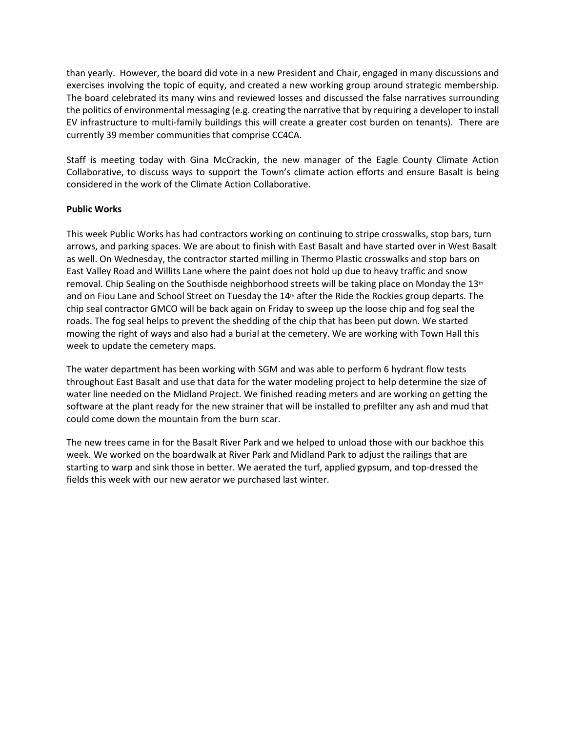than yearly. However, the board did vote in a new President and Chair, engaged in many discussions and exercises involving the topic of equity, and created a new working group around strategic membership. The board celebrated its many wins and reviewed losses and discussed the false narratives surrounding the politics of environmental messaging (e.g. creating the narrative that by requiring a developer to install EV infrastructure to multi-family buildings this will create a greater cost burden on tenants). There are currently 39 member communities that comprise CC4CA.

Staff is meeting today with Gina McCrackin, the new manager of the Eagle County Climate Action Collaborative, to discuss ways to support the Town's climate action efforts and ensure Basalt is being considered in the work of the Climate Action Collaborative.

**Public Works**

This week Public Works has had contractors working on continuing to stripe crosswalks, stop bars, turn arrows, and parking spaces. We are about to finish with East Basalt and have started over in West Basalt as well. On Wednesday, the contractor started milling in Thermo Plastic crosswalks and stop bars on East Valley Road and Willits Lane where the paint does not hold up due to heavy traffic and snow removal. Chip Sealing on the Southisde neighborhood streets will be taking place on Monday the 13th and on Fiou Lane and School Street on Tuesday the 14th after the Ride the Rockies group departs. The chip seal contractor GMCO will be back again on Friday to sweep up the loose chip and fog seal the roads. The fog seal helps to prevent the shedding of the chip that has been put down. We started mowing the right of ways and also had a burial at the cemetery. We are working with Town Hall this week to update the cemetery maps.

The water department has been working with SGM and was able to perform 6 hydrant flow tests throughout East Basalt and use that data for the water modeling project to help determine the size of water line needed on the Midland Project. We finished reading meters and are working on getting the software at the plant ready for the new strainer that will be installed to prefilter any ash and mud that could come down the mountain from the burn scar.

The new trees came in for the Basalt River Park and we helped to unload those with our backhoe this week. We worked on the boardwalk at River Park and Midland Park to adjust the railings that are starting to warp and sink those in better. We aerated the turf, applied gypsum, and top-dressed the fields this week with our new aerator we purchased last winter.